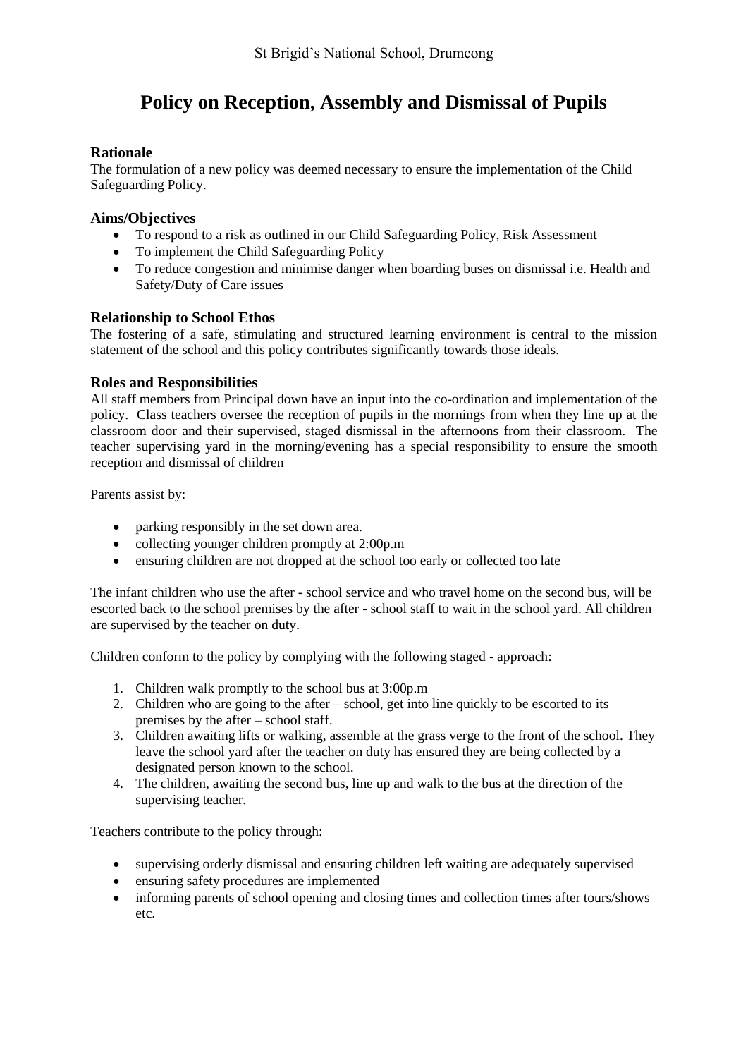St Brigid's National School, Drumcong

# Policy on Reception, Assembly and Dismissal of Pupils

### Rationale

The formulation of a new policy was deemed necessary to ensure the implementation of the Child Safeguarding Policy.

### Aims/Objectives

- To respond to a risk as outlined in our Child Safeguarding Policy, Risk Assessment
- To implement the Child Safeguarding Policy
- To reduce congestion and minimise danger when boarding buses on dismissal i.e. Health and Safety/Duty of Care issues

### Relationship to School Ethos

The fostering of a safe, stimulating and structured learning environment is central to the mission statement of the school and this policy contributes significantly towards those ideals.

### Roles and Responsibilities

All staff members from Principal down have an input into the co-ordination and implementation of the policy. Class teachers oversee the reception of pupils in the mornings from when they line up at the classroom door and their supervised, staged dismissal in the afternoons from their classroom. The teacher supervising yard in the morning/evening has a special responsibility to ensure the smooth reception and dismissal of children

Parents assist by:

- parking responsibly in the set down area.
- collecting younger children promptly at 2:00p.m
- ensuring children are not dropped at the school too early or collected too late

The infant children who use the after - school service and who travel home on the second bus, will be escorted back to the school premises by the after - school staff to wait in the school yard. All children are supervised by the teacher on duty.

Children conform to the policy by complying with the following staged - approach:

1. Children walk promptly to the school bus at 3:00p.m
2. Children who are going to the after – school, get into line quickly to be escorted to its premises by the after – school staff.
3. Children awaiting lifts or walking, assemble at the grass verge to the front of the school. They leave the school yard after the teacher on duty has ensured they are being collected by a designated person known to the school.
4. The children, awaiting the second bus, line up and walk to the bus at the direction of the supervising teacher.

Teachers contribute to the policy through:

- supervising orderly dismissal and ensuring children left waiting are adequately supervised
- ensuring safety procedures are implemented
- informing parents of school opening and closing times and collection times after tours/shows etc.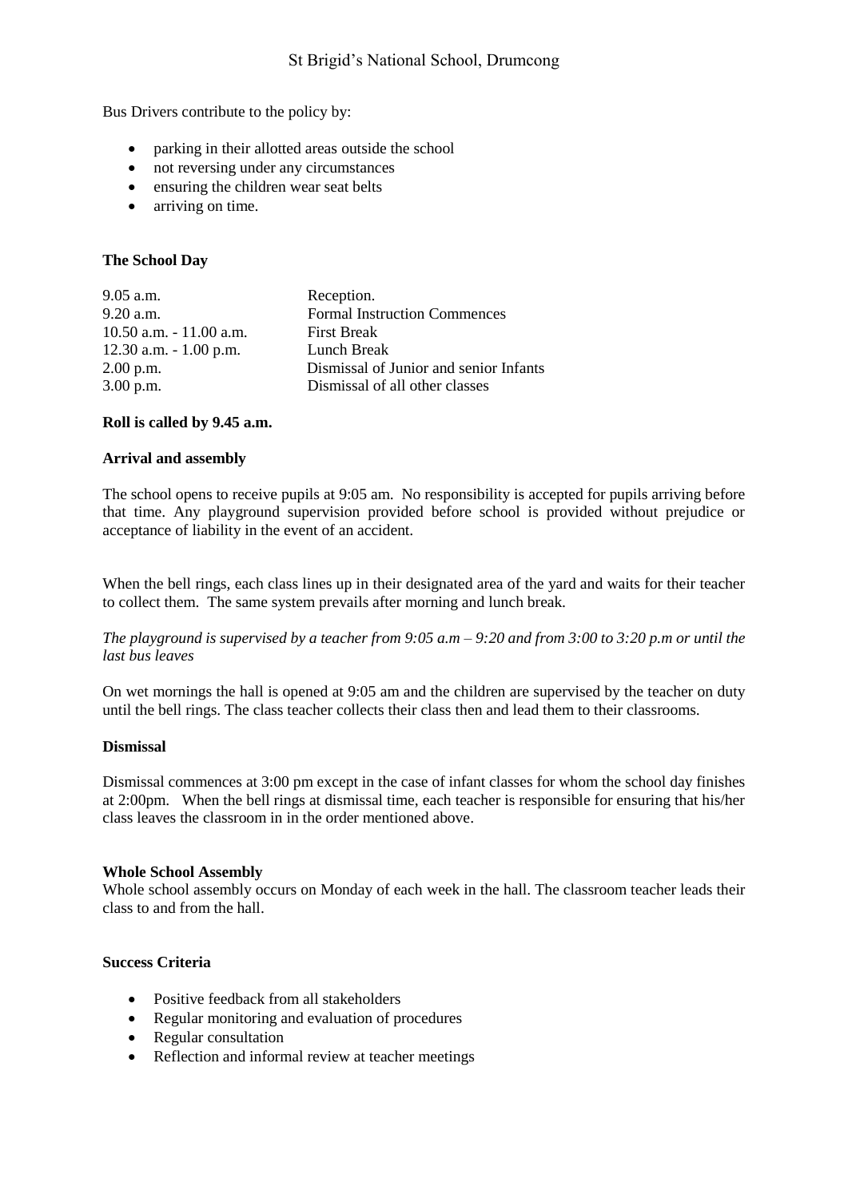Bus Drivers contribute to the policy by:

- parking in their allotted areas outside the school
- not reversing under any circumstances
- ensuring the children wear seat belts
- arriving on time.

**The School Day**

| | |
|---|---|
| 9.05 a.m. | Reception. |
| 9.20 a.m. | Formal Instruction Commences |
| 10.50 a.m. - 11.00 a.m. | First Break |
| 12.30 a.m. - 1.00 p.m. | Lunch Break |
| 2.00 p.m. | Dismissal of Junior and senior Infants |
| 3.00 p.m. | Dismissal of all other classes |

**Roll is called by 9.45 a.m.**

**Arrival and assembly**

The school opens to receive pupils at 9:05 am. No responsibility is accepted for pupils arriving before that time. Any playground supervision provided before school is provided without prejudice or acceptance of liability in the event of an accident.

When the bell rings, each class lines up in their designated area of the yard and waits for their teacher to collect them. The same system prevails after morning and lunch break.

*The playground is supervised by a teacher from 9:05 a.m – 9:20 and from 3:00 to 3:20 p.m or until the last bus leaves*

On wet mornings the hall is opened at 9:05 am and the children are supervised by the teacher on duty until the bell rings. The class teacher collects their class then and lead them to their classrooms.

**Dismissal**

Dismissal commences at 3:00 pm except in the case of infant classes for whom the school day finishes at 2:00pm. When the bell rings at dismissal time, each teacher is responsible for ensuring that his/her class leaves the classroom in in the order mentioned above.

**Whole School Assembly**

Whole school assembly occurs on Monday of each week in the hall. The classroom teacher leads their class to and from the hall.

**Success Criteria**

- Positive feedback from all stakeholders
- Regular monitoring and evaluation of procedures
- Regular consultation
- Reflection and informal review at teacher meetings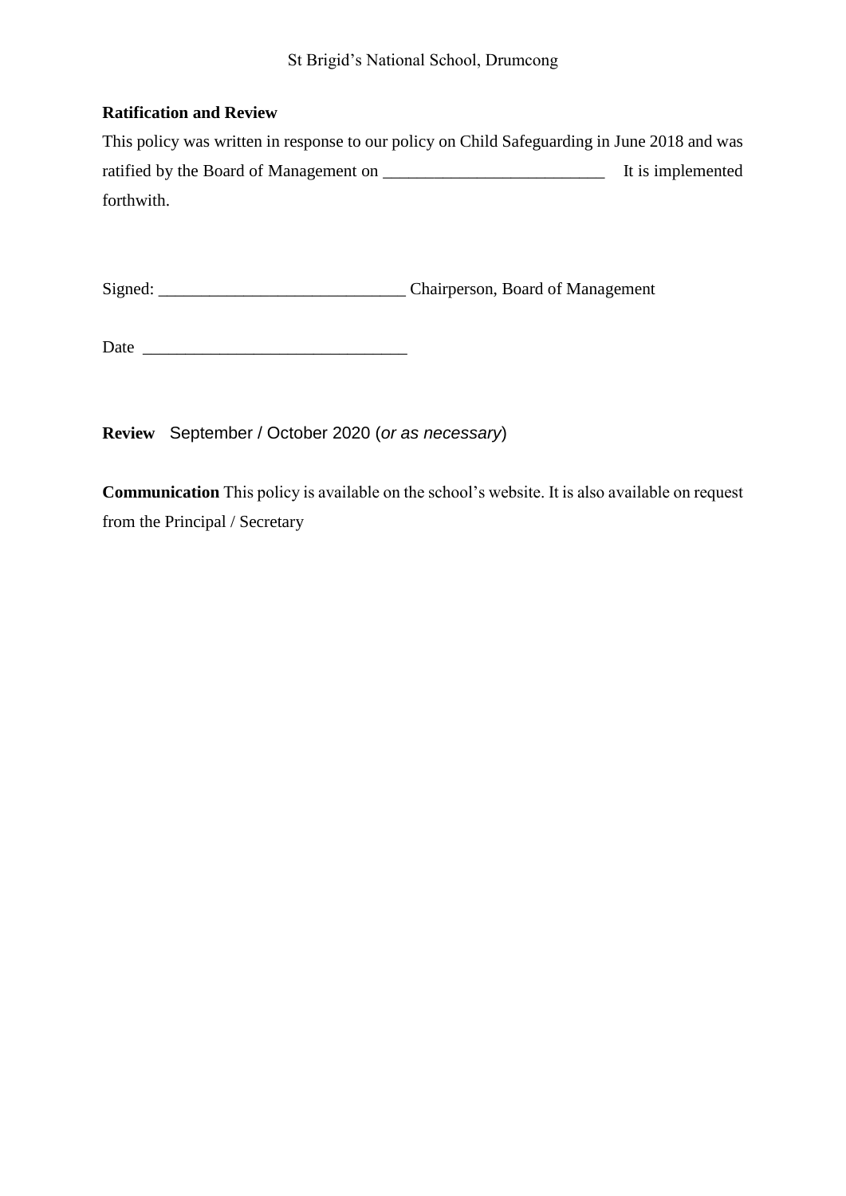**Ratification and Review**

This policy was written in response to our policy on Child Safeguarding in June 2018 and was ratified by the Board of Management on __________________________ It is implemented forthwith.

Signed: ____________________________ Chairperson, Board of Management

Date ______________________________

**Review** September / October 2020 (*or as necessary*)

**Communication** This policy is available on the school's website. It is also available on request from the Principal / Secretary